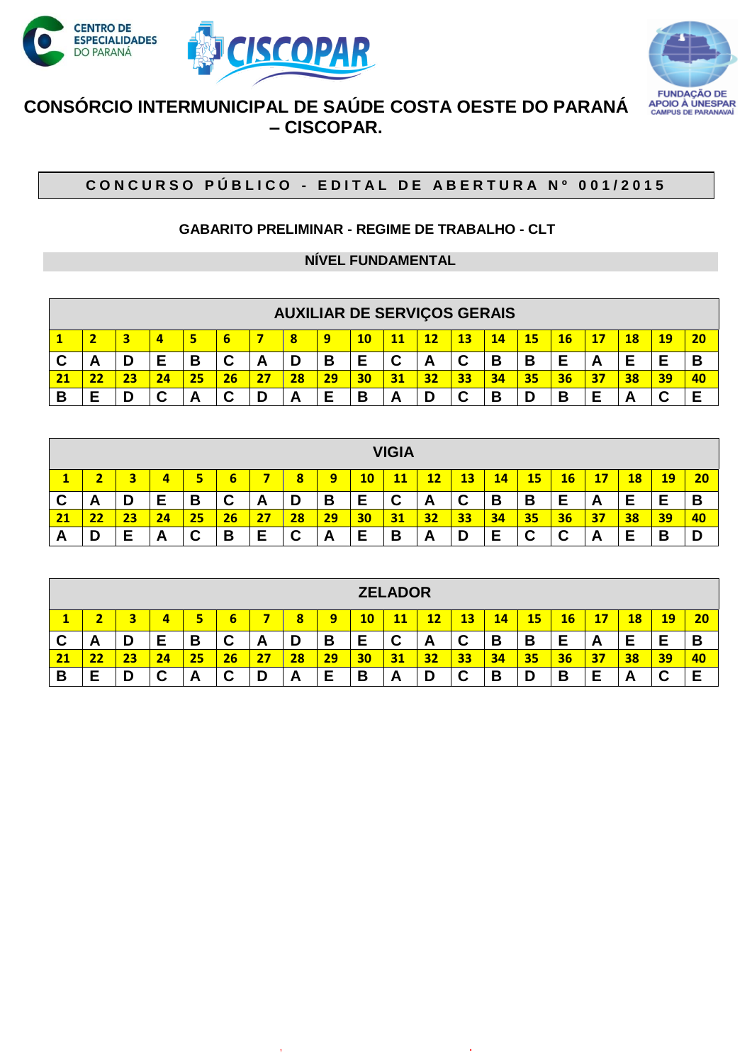CENTRO DE ESPECIALIDADES DO PARANÁ

CISCOPAR

FUNDAÇÃO DE APOIO À UNESPAR CAMPUS DE PARANAVAÍ

# CONSÓRCIO INTERMUNICIPAL DE SAÚDE COSTA OESTE DO PARANÁ – CISCOPAR.

## CONCURSO PÚBLICO - EDITAL DE ABERTURA Nº 001/2015

### GABARITO PRELIMINAR - REGIME DE TRABALHO - CLT

### NÍVEL FUNDAMENTAL

| AUXILIAR DE SERVIÇOS GERAIS | | | | | | | | | | | | | | | | | | | |
|---|---|---|---|---|---|---|---|---|---|---|---|---|---|---|---|---|---|---|---|
| 1 | 2 | 3 | 4 | 5 | 6 | 7 | 8 | 9 | 10 | 11 | 12 | 13 | 14 | 15 | 16 | 17 | 18 | 19 | 20 |
| C | A | D | E | B | C | A | D | B | E | C | A | C | B | B | E | A | E | E | B |
| 21 | 22 | 23 | 24 | 25 | 26 | 27 | 28 | 29 | 30 | 31 | 32 | 33 | 34 | 35 | 36 | 37 | 38 | 39 | 40 |
| B | E | D | C | A | C | D | A | E | B | A | D | C | B | D | B | E | A | C | E |

| VIGIA | | | | | | | | | | | | | | | | | | | |
|---|---|---|---|---|---|---|---|---|---|---|---|---|---|---|---|---|---|---|---|
| 1 | 2 | 3 | 4 | 5 | 6 | 7 | 8 | 9 | 10 | 11 | 12 | 13 | 14 | 15 | 16 | 17 | 18 | 19 | 20 |
| C | A | D | E | B | C | A | D | B | E | C | A | C | B | B | E | A | E | E | B |
| 21 | 22 | 23 | 24 | 25 | 26 | 27 | 28 | 29 | 30 | 31 | 32 | 33 | 34 | 35 | 36 | 37 | 38 | 39 | 40 |
| A | D | E | A | C | B | E | C | A | E | B | A | D | E | C | C | A | E | B | D |

| ZELADOR | | | | | | | | | | | | | | | | | | | |
|---|---|---|---|---|---|---|---|---|---|---|---|---|---|---|---|---|---|---|---|
| 1 | 2 | 3 | 4 | 5 | 6 | 7 | 8 | 9 | 10 | 11 | 12 | 13 | 14 | 15 | 16 | 17 | 18 | 19 | 20 |
| C | A | D | E | B | C | A | D | B | E | C | A | C | B | B | E | A | E | E | B |
| 21 | 22 | 23 | 24 | 25 | 26 | 27 | 28 | 29 | 30 | 31 | 32 | 33 | 34 | 35 | 36 | 37 | 38 | 39 | 40 |
| B | E | D | C | A | C | D | A | E | B | A | D | C | B | D | B | E | A | C | E |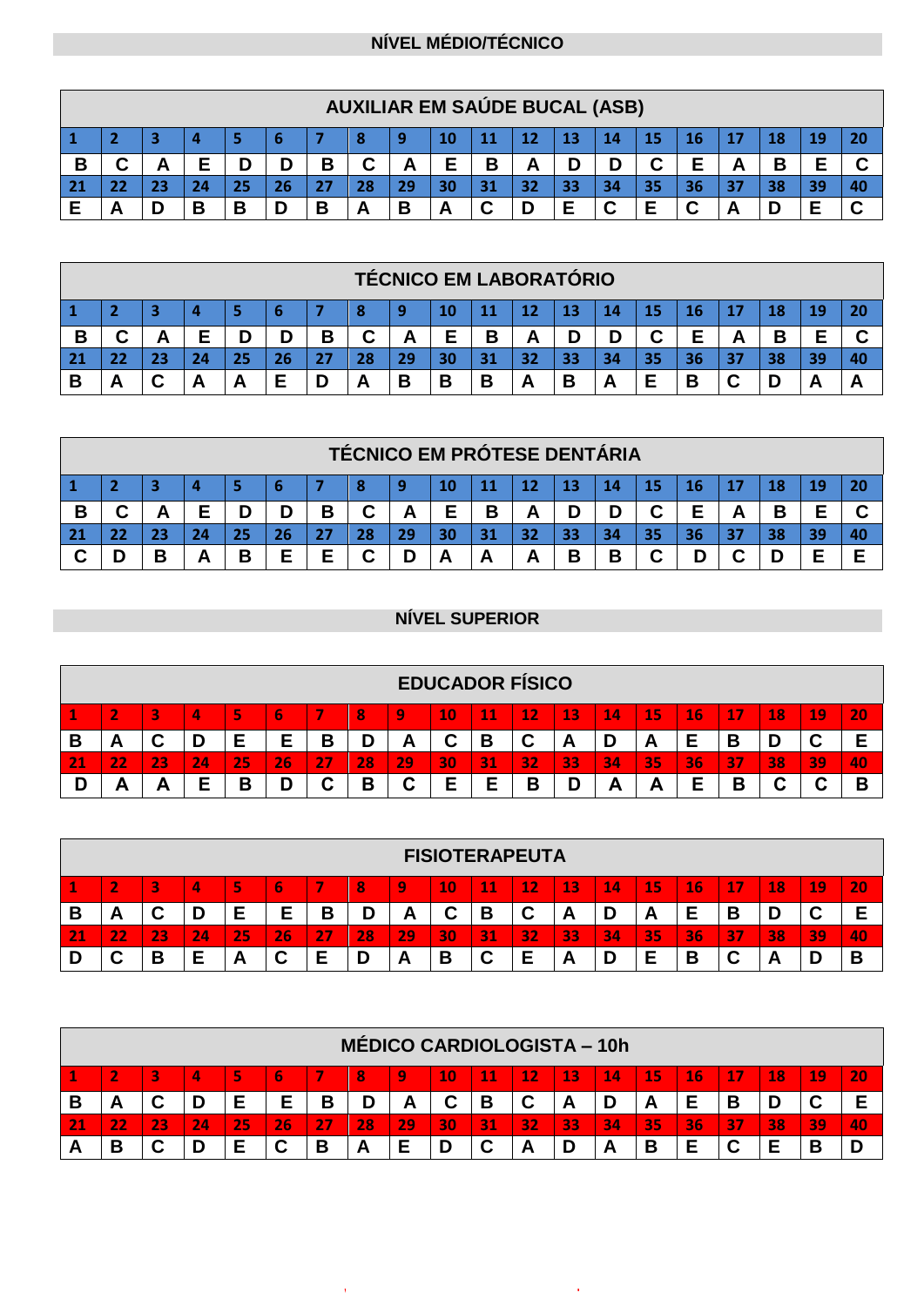## NÍVEL MÉDIO/TÉCNICO

### AUXILIAR EM SAÚDE BUCAL (ASB)

| 1 | 2 | 3 | 4 | 5 | 6 | 7 | 8 | 9 | 10 | 11 | 12 | 13 | 14 | 15 | 16 | 17 | 18 | 19 | 20 |
|---|---|---|---|---|---|---|---|---|---|---|---|---|---|---|---|---|---|---|---|
| B | C | A | E | D | D | B | C | A | E | B | A | D | D | C | E | A | B | E | C |
| **21** | **22** | **23** | **24** | **25** | **26** | **27** | **28** | **29** | **30** | **31** | **32** | **33** | **34** | **35** | **36** | **37** | **38** | **39** | **40** |
| E | A | D | B | B | D | B | A | B | A | C | D | E | C | E | C | A | D | E | C |

### TÉCNICO EM LABORATÓRIO

| 1 | 2 | 3 | 4 | 5 | 6 | 7 | 8 | 9 | 10 | 11 | 12 | 13 | 14 | 15 | 16 | 17 | 18 | 19 | 20 |
|---|---|---|---|---|---|---|---|---|---|---|---|---|---|---|---|---|---|---|---|
| B | C | A | E | D | D | B | C | A | E | B | A | D | D | C | E | A | B | E | C |
| **21** | **22** | **23** | **24** | **25** | **26** | **27** | **28** | **29** | **30** | **31** | **32** | **33** | **34** | **35** | **36** | **37** | **38** | **39** | **40** |
| B | A | C | A | A | E | D | A | B | B | B | A | B | A | E | B | C | D | A | A |

### TÉCNICO EM PRÓTESE DENTÁRIA

| 1 | 2 | 3 | 4 | 5 | 6 | 7 | 8 | 9 | 10 | 11 | 12 | 13 | 14 | 15 | 16 | 17 | 18 | 19 | 20 |
|---|---|---|---|---|---|---|---|---|---|---|---|---|---|---|---|---|---|---|---|
| B | C | A | E | D | D | B | C | A | E | B | A | D | D | C | E | A | B | E | C |
| **21** | **22** | **23** | **24** | **25** | **26** | **27** | **28** | **29** | **30** | **31** | **32** | **33** | **34** | **35** | **36** | **37** | **38** | **39** | **40** |
| C | D | B | A | B | E | E | C | D | A | A | A | B | B | C | D | C | D | E | E |

## NÍVEL SUPERIOR

### EDUCADOR FÍSICO

| 1 | 2 | 3 | 4 | 5 | 6 | 7 | 8 | 9 | 10 | 11 | 12 | 13 | 14 | 15 | 16 | 17 | 18 | 19 | 20 |
|---|---|---|---|---|---|---|---|---|---|---|---|---|---|---|---|---|---|---|---|
| B | A | C | D | E | E | B | D | A | C | B | C | A | D | A | E | B | D | C | E |
| **21** | **22** | **23** | **24** | **25** | **26** | **27** | **28** | **29** | **30** | **31** | **32** | **33** | **34** | **35** | **36** | **37** | **38** | **39** | **40** |
| D | A | A | E | B | D | C | B | C | E | E | B | D | A | A | E | B | C | C | B |

### FISIOTERAPEUTA

| 1 | 2 | 3 | 4 | 5 | 6 | 7 | 8 | 9 | 10 | 11 | 12 | 13 | 14 | 15 | 16 | 17 | 18 | 19 | 20 |
|---|---|---|---|---|---|---|---|---|---|---|---|---|---|---|---|---|---|---|---|
| B | A | C | D | E | E | B | D | A | C | B | C | A | D | A | E | B | D | C | E |
| **21** | **22** | **23** | **24** | **25** | **26** | **27** | **28** | **29** | **30** | **31** | **32** | **33** | **34** | **35** | **36** | **37** | **38** | **39** | **40** |
| D | C | B | E | A | C | E | D | A | B | C | E | A | D | E | B | C | A | D | B |

### MÉDICO CARDIOLOGISTA – 10h

| 1 | 2 | 3 | 4 | 5 | 6 | 7 | 8 | 9 | 10 | 11 | 12 | 13 | 14 | 15 | 16 | 17 | 18 | 19 | 20 |
|---|---|---|---|---|---|---|---|---|---|---|---|---|---|---|---|---|---|---|---|
| B | A | C | D | E | E | B | D | A | C | B | C | A | D | A | E | B | D | C | E |
| **21** | **22** | **23** | **24** | **25** | **26** | **27** | **28** | **29** | **30** | **31** | **32** | **33** | **34** | **35** | **36** | **37** | **38** | **39** | **40** |
| A | B | C | D | E | C | B | A | E | D | C | A | D | A | B | E | C | E | B | D |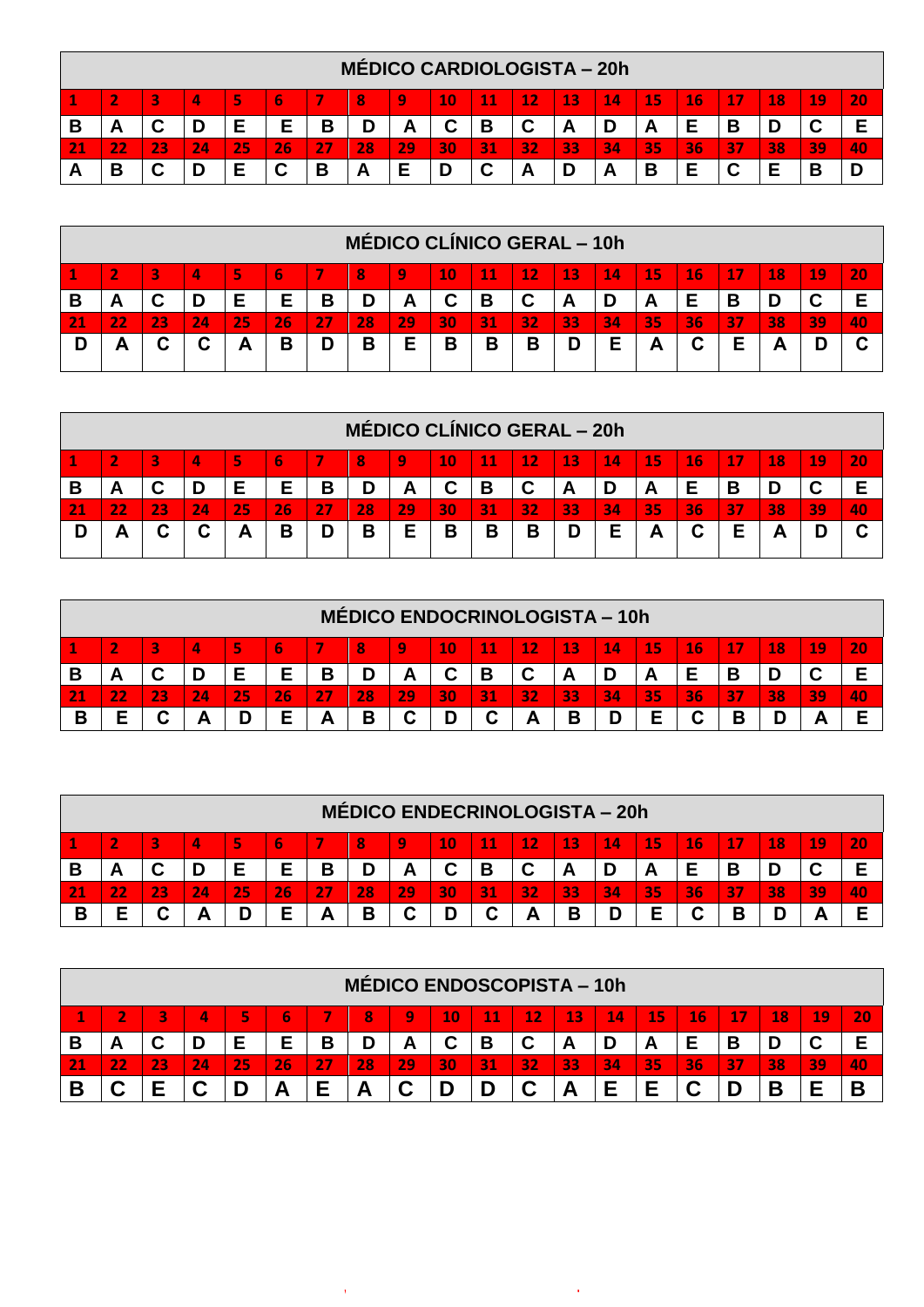## MÉDICO CARDIOLOGISTA – 20h

| 1 | 2 | 3 | 4 | 5 | 6 | 7 | 8 | 9 | 10 | 11 | 12 | 13 | 14 | 15 | 16 | 17 | 18 | 19 | 20 |
|---|---|---|---|---|---|---|---|---|---|---|---|---|---|---|---|---|---|---|---|
| B | A | C | D | E | E | B | D | A | C | B | C | A | D | A | E | B | D | C | E |
| **21** | **22** | **23** | **24** | **25** | **26** | **27** | **28** | **29** | **30** | **31** | **32** | **33** | **34** | **35** | **36** | **37** | **38** | **39** | **40** |
| A | B | C | D | E | C | B | A | E | D | C | A | D | A | B | E | C | E | B | D |

## MÉDICO CLÍNICO GERAL – 10h

| 1 | 2 | 3 | 4 | 5 | 6 | 7 | 8 | 9 | 10 | 11 | 12 | 13 | 14 | 15 | 16 | 17 | 18 | 19 | 20 |
|---|---|---|---|---|---|---|---|---|---|---|---|---|---|---|---|---|---|---|---|
| B | A | C | D | E | E | B | D | A | C | B | C | A | D | A | E | B | D | C | E |
| **21** | **22** | **23** | **24** | **25** | **26** | **27** | **28** | **29** | **30** | **31** | **32** | **33** | **34** | **35** | **36** | **37** | **38** | **39** | **40** |
| D | A | C | C | A | B | D | B | E | B | B | B | D | E | A | C | E | A | D | C |

## MÉDICO CLÍNICO GERAL – 20h

| 1 | 2 | 3 | 4 | 5 | 6 | 7 | 8 | 9 | 10 | 11 | 12 | 13 | 14 | 15 | 16 | 17 | 18 | 19 | 20 |
|---|---|---|---|---|---|---|---|---|---|---|---|---|---|---|---|---|---|---|---|
| B | A | C | D | E | E | B | D | A | C | B | C | A | D | A | E | B | D | C | E |
| **21** | **22** | **23** | **24** | **25** | **26** | **27** | **28** | **29** | **30** | **31** | **32** | **33** | **34** | **35** | **36** | **37** | **38** | **39** | **40** |
| D | A | C | C | A | B | D | B | E | B | B | B | D | E | A | C | E | A | D | C |

## MÉDICO ENDOCRINOLOGISTA – 10h

| 1 | 2 | 3 | 4 | 5 | 6 | 7 | 8 | 9 | 10 | 11 | 12 | 13 | 14 | 15 | 16 | 17 | 18 | 19 | 20 |
|---|---|---|---|---|---|---|---|---|---|---|---|---|---|---|---|---|---|---|---|
| B | A | C | D | E | E | B | D | A | C | B | C | A | D | A | E | B | D | C | E |
| **21** | **22** | **23** | **24** | **25** | **26** | **27** | **28** | **29** | **30** | **31** | **32** | **33** | **34** | **35** | **36** | **37** | **38** | **39** | **40** |
| B | E | C | A | D | E | A | B | C | D | C | A | B | D | E | C | B | D | A | E |

## MÉDICO ENDECRINOLOGISTA – 20h

| 1 | 2 | 3 | 4 | 5 | 6 | 7 | 8 | 9 | 10 | 11 | 12 | 13 | 14 | 15 | 16 | 17 | 18 | 19 | 20 |
|---|---|---|---|---|---|---|---|---|---|---|---|---|---|---|---|---|---|---|---|
| B | A | C | D | E | E | B | D | A | C | B | C | A | D | A | E | B | D | C | E |
| **21** | **22** | **23** | **24** | **25** | **26** | **27** | **28** | **29** | **30** | **31** | **32** | **33** | **34** | **35** | **36** | **37** | **38** | **39** | **40** |
| B | E | C | A | D | E | A | B | C | D | C | A | B | D | E | C | B | D | A | E |

## MÉDICO ENDOSCOPISTA – 10h

| 1 | 2 | 3 | 4 | 5 | 6 | 7 | 8 | 9 | 10 | 11 | 12 | 13 | 14 | 15 | 16 | 17 | 18 | 19 | 20 |
|---|---|---|---|---|---|---|---|---|---|---|---|---|---|---|---|---|---|---|---|
| B | A | C | D | E | E | B | D | A | C | B | C | A | D | A | E | B | D | C | E |
| **21** | **22** | **23** | **24** | **25** | **26** | **27** | **28** | **29** | **30** | **31** | **32** | **33** | **34** | **35** | **36** | **37** | **38** | **39** | **40** |
| B | C | E | C | D | A | E | A | C | D | D | C | A | E | E | C | D | B | E | B |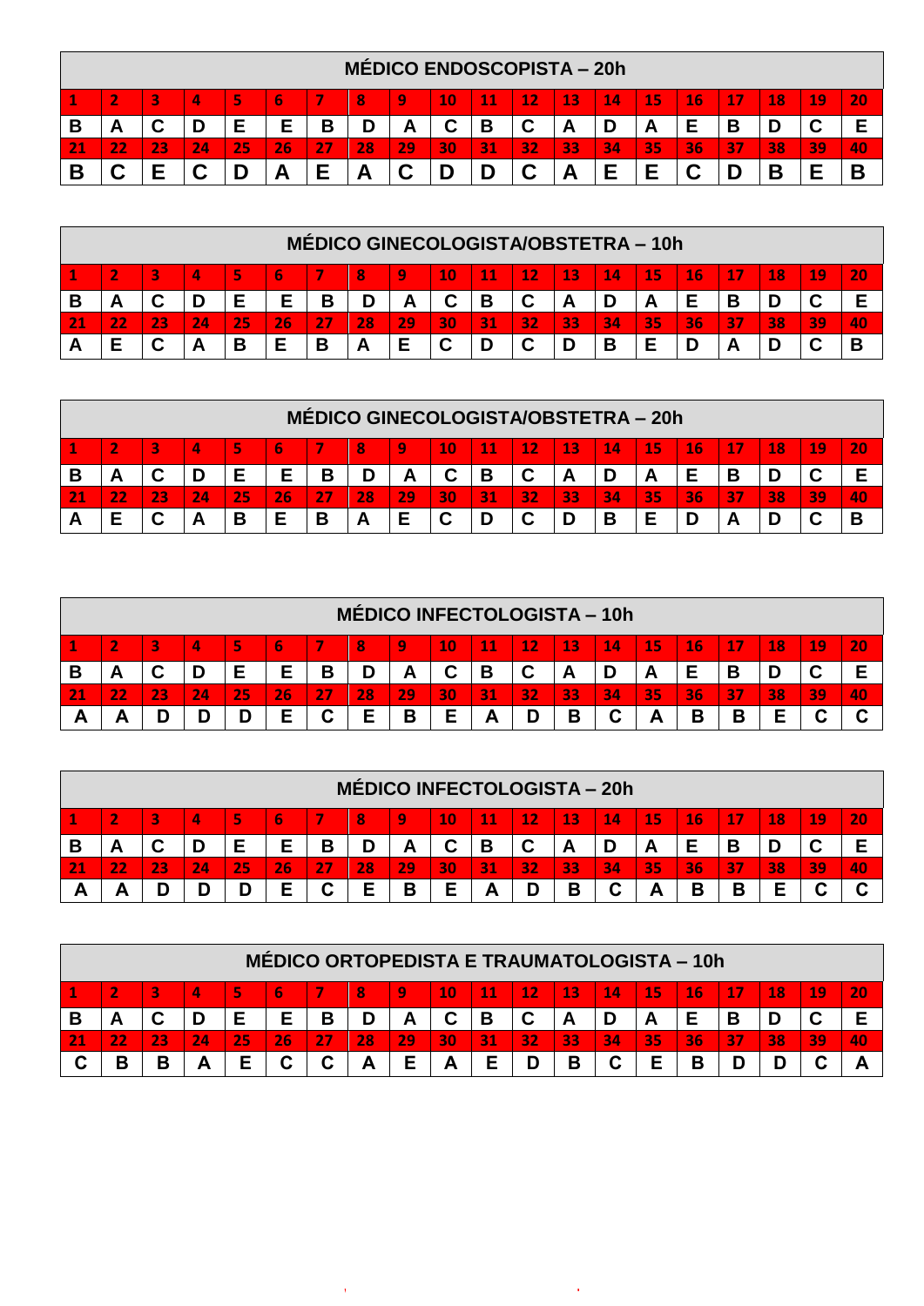## MÉDICO ENDOSCOPISTA – 20h

| 1 | 2 | 3 | 4 | 5 | 6 | 7 | 8 | 9 | 10 | 11 | 12 | 13 | 14 | 15 | 16 | 17 | 18 | 19 | 20 |
|---|---|---|---|---|---|---|---|---|---|---|---|---|---|---|---|---|---|---|---|
| B | A | C | D | E | E | B | D | A | C | B | C | A | D | A | E | B | D | C | E |
| **21** | **22** | **23** | **24** | **25** | **26** | **27** | **28** | **29** | **30** | **31** | **32** | **33** | **34** | **35** | **36** | **37** | **38** | **39** | **40** |
| B | C | E | C | D | A | E | A | C | D | D | C | A | E | E | C | D | B | E | B |

## MÉDICO GINECOLOGISTA/OBSTETRA – 10h

| 1 | 2 | 3 | 4 | 5 | 6 | 7 | 8 | 9 | 10 | 11 | 12 | 13 | 14 | 15 | 16 | 17 | 18 | 19 | 20 |
|---|---|---|---|---|---|---|---|---|---|---|---|---|---|---|---|---|---|---|---|
| B | A | C | D | E | E | B | D | A | C | B | C | A | D | A | E | B | D | C | E |
| **21** | **22** | **23** | **24** | **25** | **26** | **27** | **28** | **29** | **30** | **31** | **32** | **33** | **34** | **35** | **36** | **37** | **38** | **39** | **40** |
| A | E | C | A | B | E | B | A | E | C | D | C | D | B | E | D | A | D | C | B |

## MÉDICO GINECOLOGISTA/OBSTETRA – 20h

| 1 | 2 | 3 | 4 | 5 | 6 | 7 | 8 | 9 | 10 | 11 | 12 | 13 | 14 | 15 | 16 | 17 | 18 | 19 | 20 |
|---|---|---|---|---|---|---|---|---|---|---|---|---|---|---|---|---|---|---|---|
| B | A | C | D | E | E | B | D | A | C | B | C | A | D | A | E | B | D | C | E |
| **21** | **22** | **23** | **24** | **25** | **26** | **27** | **28** | **29** | **30** | **31** | **32** | **33** | **34** | **35** | **36** | **37** | **38** | **39** | **40** |
| A | E | C | A | B | E | B | A | E | C | D | C | D | B | E | D | A | D | C | B |

## MÉDICO INFECTOLOGISTA – 10h

| 1 | 2 | 3 | 4 | 5 | 6 | 7 | 8 | 9 | 10 | 11 | 12 | 13 | 14 | 15 | 16 | 17 | 18 | 19 | 20 |
|---|---|---|---|---|---|---|---|---|---|---|---|---|---|---|---|---|---|---|---|
| B | A | C | D | E | E | B | D | A | C | B | C | A | D | A | E | B | D | C | E |
| **21** | **22** | **23** | **24** | **25** | **26** | **27** | **28** | **29** | **30** | **31** | **32** | **33** | **34** | **35** | **36** | **37** | **38** | **39** | **40** |
| A | A | D | D | D | E | C | E | B | E | A | D | B | C | A | B | B | E | C | C |

## MÉDICO INFECTOLOGISTA – 20h

| 1 | 2 | 3 | 4 | 5 | 6 | 7 | 8 | 9 | 10 | 11 | 12 | 13 | 14 | 15 | 16 | 17 | 18 | 19 | 20 |
|---|---|---|---|---|---|---|---|---|---|---|---|---|---|---|---|---|---|---|---|
| B | A | C | D | E | E | B | D | A | C | B | C | A | D | A | E | B | D | C | E |
| **21** | **22** | **23** | **24** | **25** | **26** | **27** | **28** | **29** | **30** | **31** | **32** | **33** | **34** | **35** | **36** | **37** | **38** | **39** | **40** |
| A | A | D | D | D | E | C | E | B | E | A | D | B | C | A | B | B | E | C | C |

## MÉDICO ORTOPEDISTA E TRAUMATOLOGISTA – 10h

| 1 | 2 | 3 | 4 | 5 | 6 | 7 | 8 | 9 | 10 | 11 | 12 | 13 | 14 | 15 | 16 | 17 | 18 | 19 | 20 |
|---|---|---|---|---|---|---|---|---|---|---|---|---|---|---|---|---|---|---|---|
| B | A | C | D | E | E | B | D | A | C | B | C | A | D | A | E | B | D | C | E |
| **21** | **22** | **23** | **24** | **25** | **26** | **27** | **28** | **29** | **30** | **31** | **32** | **33** | **34** | **35** | **36** | **37** | **38** | **39** | **40** |
| C | B | B | A | E | C | C | A | E | A | E | D | B | C | E | B | D | D | C | A |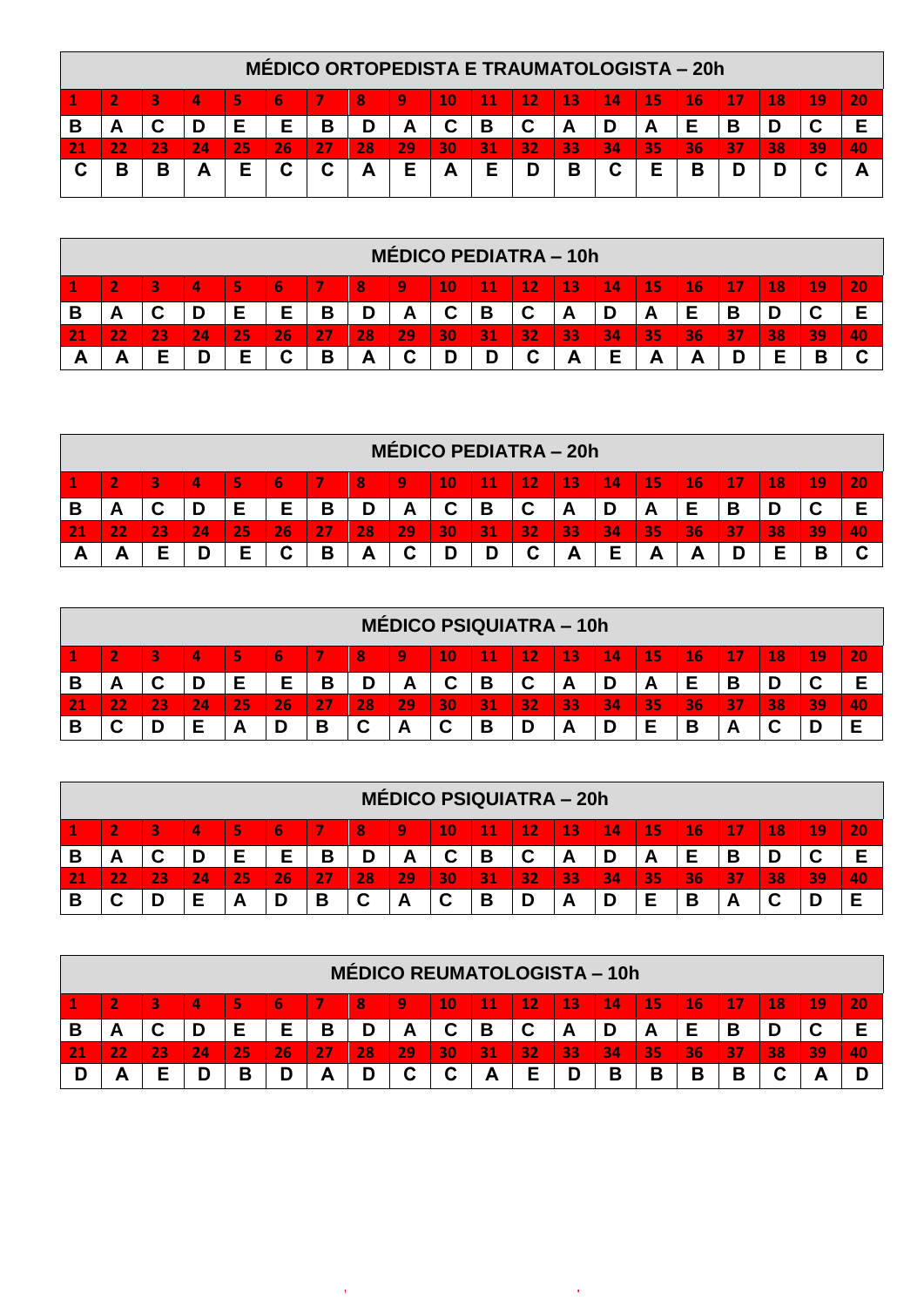## MÉDICO ORTOPEDISTA E TRAUMATOLOGISTA – 20h

| 1 | 2 | 3 | 4 | 5 | 6 | 7 | 8 | 9 | 10 | 11 | 12 | 13 | 14 | 15 | 16 | 17 | 18 | 19 | 20 |
|---|---|---|---|---|---|---|---|---|---|---|---|---|---|---|---|---|---|---|---|
| B | A | C | D | E | E | B | D | A | C | B | C | A | D | A | E | B | D | C | E |
| **21** | **22** | **23** | **24** | **25** | **26** | **27** | **28** | **29** | **30** | **31** | **32** | **33** | **34** | **35** | **36** | **37** | **38** | **39** | **40** |
| C | B | B | A | E | C | C | A | E | A | E | D | B | C | E | B | D | D | C | A |

## MÉDICO PEDIATRA – 10h

| 1 | 2 | 3 | 4 | 5 | 6 | 7 | 8 | 9 | 10 | 11 | 12 | 13 | 14 | 15 | 16 | 17 | 18 | 19 | 20 |
|---|---|---|---|---|---|---|---|---|---|---|---|---|---|---|---|---|---|---|---|
| B | A | C | D | E | E | B | D | A | C | B | C | A | D | A | E | B | D | C | E |
| **21** | **22** | **23** | **24** | **25** | **26** | **27** | **28** | **29** | **30** | **31** | **32** | **33** | **34** | **35** | **36** | **37** | **38** | **39** | **40** |
| A | A | E | D | E | C | B | A | C | D | D | C | A | E | A | A | D | E | B | C |

## MÉDICO PEDIATRA – 20h

| 1 | 2 | 3 | 4 | 5 | 6 | 7 | 8 | 9 | 10 | 11 | 12 | 13 | 14 | 15 | 16 | 17 | 18 | 19 | 20 |
|---|---|---|---|---|---|---|---|---|---|---|---|---|---|---|---|---|---|---|---|
| B | A | C | D | E | E | B | D | A | C | B | C | A | D | A | E | B | D | C | E |
| **21** | **22** | **23** | **24** | **25** | **26** | **27** | **28** | **29** | **30** | **31** | **32** | **33** | **34** | **35** | **36** | **37** | **38** | **39** | **40** |
| A | A | E | D | E | C | B | A | C | D | D | C | A | E | A | A | D | E | B | C |

## MÉDICO PSIQUIATRA – 10h

| 1 | 2 | 3 | 4 | 5 | 6 | 7 | 8 | 9 | 10 | 11 | 12 | 13 | 14 | 15 | 16 | 17 | 18 | 19 | 20 |
|---|---|---|---|---|---|---|---|---|---|---|---|---|---|---|---|---|---|---|---|
| B | A | C | D | E | E | B | D | A | C | B | C | A | D | A | E | B | D | C | E |
| **21** | **22** | **23** | **24** | **25** | **26** | **27** | **28** | **29** | **30** | **31** | **32** | **33** | **34** | **35** | **36** | **37** | **38** | **39** | **40** |
| B | C | D | E | A | D | B | C | A | C | B | D | A | D | E | B | A | C | D | E |

## MÉDICO PSIQUIATRA – 20h

| 1 | 2 | 3 | 4 | 5 | 6 | 7 | 8 | 9 | 10 | 11 | 12 | 13 | 14 | 15 | 16 | 17 | 18 | 19 | 20 |
|---|---|---|---|---|---|---|---|---|---|---|---|---|---|---|---|---|---|---|---|
| B | A | C | D | E | E | B | D | A | C | B | C | A | D | A | E | B | D | C | E |
| **21** | **22** | **23** | **24** | **25** | **26** | **27** | **28** | **29** | **30** | **31** | **32** | **33** | **34** | **35** | **36** | **37** | **38** | **39** | **40** |
| B | C | D | E | A | D | B | C | A | C | B | D | A | D | E | B | A | C | D | E |

## MÉDICO REUMATOLOGISTA – 10h

| 1 | 2 | 3 | 4 | 5 | 6 | 7 | 8 | 9 | 10 | 11 | 12 | 13 | 14 | 15 | 16 | 17 | 18 | 19 | 20 |
|---|---|---|---|---|---|---|---|---|---|---|---|---|---|---|---|---|---|---|---|
| B | A | C | D | E | E | B | D | A | C | B | C | A | D | A | E | B | D | C | E |
| **21** | **22** | **23** | **24** | **25** | **26** | **27** | **28** | **29** | **30** | **31** | **32** | **33** | **34** | **35** | **36** | **37** | **38** | **39** | **40** |
| D | A | E | D | B | D | A | D | C | C | A | E | D | B | B | B | B | C | A | D |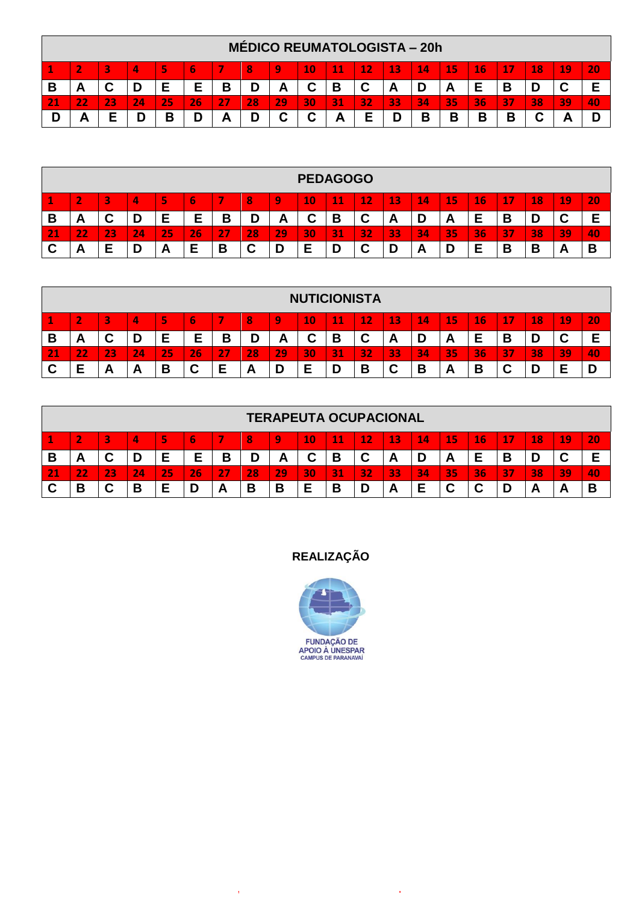| MÉDICO REUMATOLOGISTA – 20h | | | | | | | | | | | | | | | | | | | |
|---|---|---|---|---|---|---|---|---|---|---|---|---|---|---|---|---|---|---|---|
| 1 | 2 | 3 | 4 | 5 | 6 | 7 | 8 | 9 | 10 | 11 | 12 | 13 | 14 | 15 | 16 | 17 | 18 | 19 | 20 |
| B | A | C | D | E | E | B | D | A | C | B | C | A | D | A | E | B | D | C | E |
| 21 | 22 | 23 | 24 | 25 | 26 | 27 | 28 | 29 | 30 | 31 | 32 | 33 | 34 | 35 | 36 | 37 | 38 | 39 | 40 |
| D | A | E | D | B | D | A | D | C | C | A | E | D | B | B | B | B | C | A | D |

| PEDAGOGO | | | | | | | | | | | | | | | | | | | |
|---|---|---|---|---|---|---|---|---|---|---|---|---|---|---|---|---|---|---|---|
| 1 | 2 | 3 | 4 | 5 | 6 | 7 | 8 | 9 | 10 | 11 | 12 | 13 | 14 | 15 | 16 | 17 | 18 | 19 | 20 |
| B | A | C | D | E | E | B | D | A | C | B | C | A | D | A | E | B | D | C | E |
| 21 | 22 | 23 | 24 | 25 | 26 | 27 | 28 | 29 | 30 | 31 | 32 | 33 | 34 | 35 | 36 | 37 | 38 | 39 | 40 |
| C | A | E | D | A | E | B | C | D | E | D | C | D | A | D | E | B | B | A | B |

| NUTICIONISTA | | | | | | | | | | | | | | | | | | | |
|---|---|---|---|---|---|---|---|---|---|---|---|---|---|---|---|---|---|---|---|
| 1 | 2 | 3 | 4 | 5 | 6 | 7 | 8 | 9 | 10 | 11 | 12 | 13 | 14 | 15 | 16 | 17 | 18 | 19 | 20 |
| B | A | C | D | E | E | B | D | A | C | B | C | A | D | A | E | B | D | C | E |
| 21 | 22 | 23 | 24 | 25 | 26 | 27 | 28 | 29 | 30 | 31 | 32 | 33 | 34 | 35 | 36 | 37 | 38 | 39 | 40 |
| C | E | A | A | B | C | E | A | D | E | D | B | C | B | A | B | C | D | E | D |

| TERAPEUTA OCUPACIONAL | | | | | | | | | | | | | | | | | | | |
|---|---|---|---|---|---|---|---|---|---|---|---|---|---|---|---|---|---|---|---|
| 1 | 2 | 3 | 4 | 5 | 6 | 7 | 8 | 9 | 10 | 11 | 12 | 13 | 14 | 15 | 16 | 17 | 18 | 19 | 20 |
| B | A | C | D | E | E | B | D | A | C | B | C | A | D | A | E | B | D | C | E |
| 21 | 22 | 23 | 24 | 25 | 26 | 27 | 28 | 29 | 30 | 31 | 32 | 33 | 34 | 35 | 36 | 37 | 38 | 39 | 40 |
| C | B | C | B | E | D | A | B | B | E | B | D | A | E | C | C | D | A | A | B |

**REALIZAÇÃO**

FUNDAÇÃO DE
APOIO À UNESPAR
CAMPUS DE PARANAVAÍ